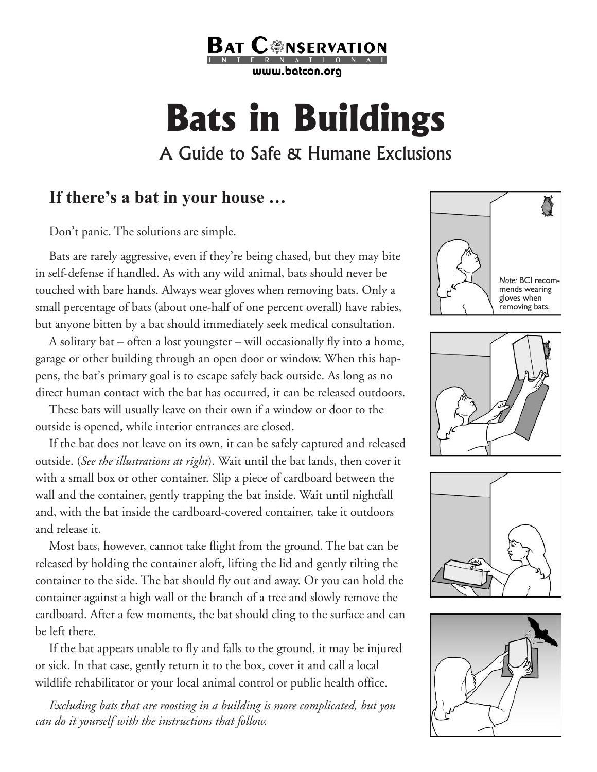Bat Conservation International
www.batcon.org

# Bats in Buildings

## A Guide to Safe & Humane Exclusions

### If there's a bat in your house …

Don't panic. The solutions are simple.

Bats are rarely aggressive, even if they're being chased, but they may bite in self-defense if handled. As with any wild animal, bats should never be touched with bare hands. Always wear gloves when removing bats. Only a small percentage of bats (about one-half of one percent overall) have rabies, but anyone bitten by a bat should immediately seek medical consultation.

A solitary bat – often a lost youngster – will occasionally fly into a home, garage or other building through an open door or window. When this happens, the bat's primary goal is to escape safely back outside. As long as no direct human contact with the bat has occurred, it can be released outdoors.

These bats will usually leave on their own if a window or door to the outside is opened, while interior entrances are closed.

If the bat does not leave on its own, it can be safely captured and released outside. (*See the illustrations at right*). Wait until the bat lands, then cover it with a small box or other container. Slip a piece of cardboard between the wall and the container, gently trapping the bat inside. Wait until nightfall and, with the bat inside the cardboard-covered container, take it outdoors and release it.

Most bats, however, cannot take flight from the ground. The bat can be released by holding the container aloft, lifting the lid and gently tilting the container to the side. The bat should fly out and away. Or you can hold the container against a high wall or the branch of a tree and slowly remove the cardboard. After a few moments, the bat should cling to the surface and can be left there.

If the bat appears unable to fly and falls to the ground, it may be injured or sick. In that case, gently return it to the box, cover it and call a local wildlife rehabilitator or your local animal control or public health office.

*Note:* BCI recommends wearing gloves when removing bats.

*Excluding bats that are roosting in a building is more complicated, but you can do it yourself with the instructions that follow.*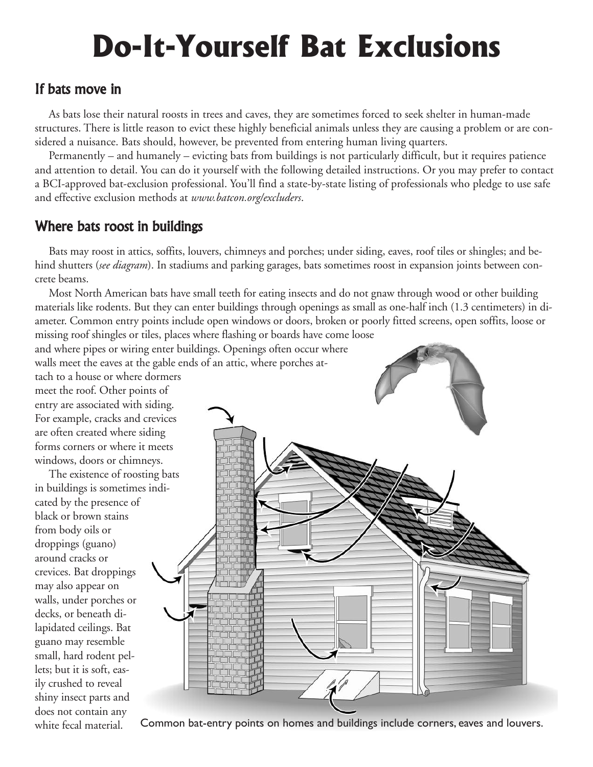# Do-It-Yourself Bat Exclusions

## If bats move in

As bats lose their natural roosts in trees and caves, they are sometimes forced to seek shelter in human-made structures. There is little reason to evict these highly beneficial animals unless they are causing a problem or are considered a nuisance. Bats should, however, be prevented from entering human living quarters.

Permanently – and humanely – evicting bats from buildings is not particularly difficult, but it requires patience and attention to detail. You can do it yourself with the following detailed instructions. Or you may prefer to contact a BCI-approved bat-exclusion professional. You'll find a state-by-state listing of professionals who pledge to use safe and effective exclusion methods at *www.batcon.org/excluders*.

## Where bats roost in buildings

Bats may roost in attics, soffits, louvers, chimneys and porches; under siding, eaves, roof tiles or shingles; and behind shutters (*see diagram*). In stadiums and parking garages, bats sometimes roost in expansion joints between concrete beams.

Most North American bats have small teeth for eating insects and do not gnaw through wood or other building materials like rodents. But they can enter buildings through openings as small as one-half inch (1.3 centimeters) in diameter. Common entry points include open windows or doors, broken or poorly fitted screens, open soffits, loose or missing roof shingles or tiles, places where flashing or boards have come loose and where pipes or wiring enter buildings. Openings often occur where walls meet the eaves at the gable ends of an attic, where porches attach to a house or where dormers meet the roof. Other points of entry are associated with siding. For example, cracks and crevices are often created where siding forms corners or where it meets windows, doors or chimneys.

The existence of roosting bats in buildings is sometimes indicated by the presence of black or brown stains from body oils or droppings (guano) around cracks or crevices. Bat droppings may also appear on walls, under porches or decks, or beneath dilapidated ceilings. Bat guano may resemble small, hard rodent pellets; but it is soft, easily crushed to reveal shiny insect parts and does not contain any white fecal material.

Common bat-entry points on homes and buildings include corners, eaves and louvers.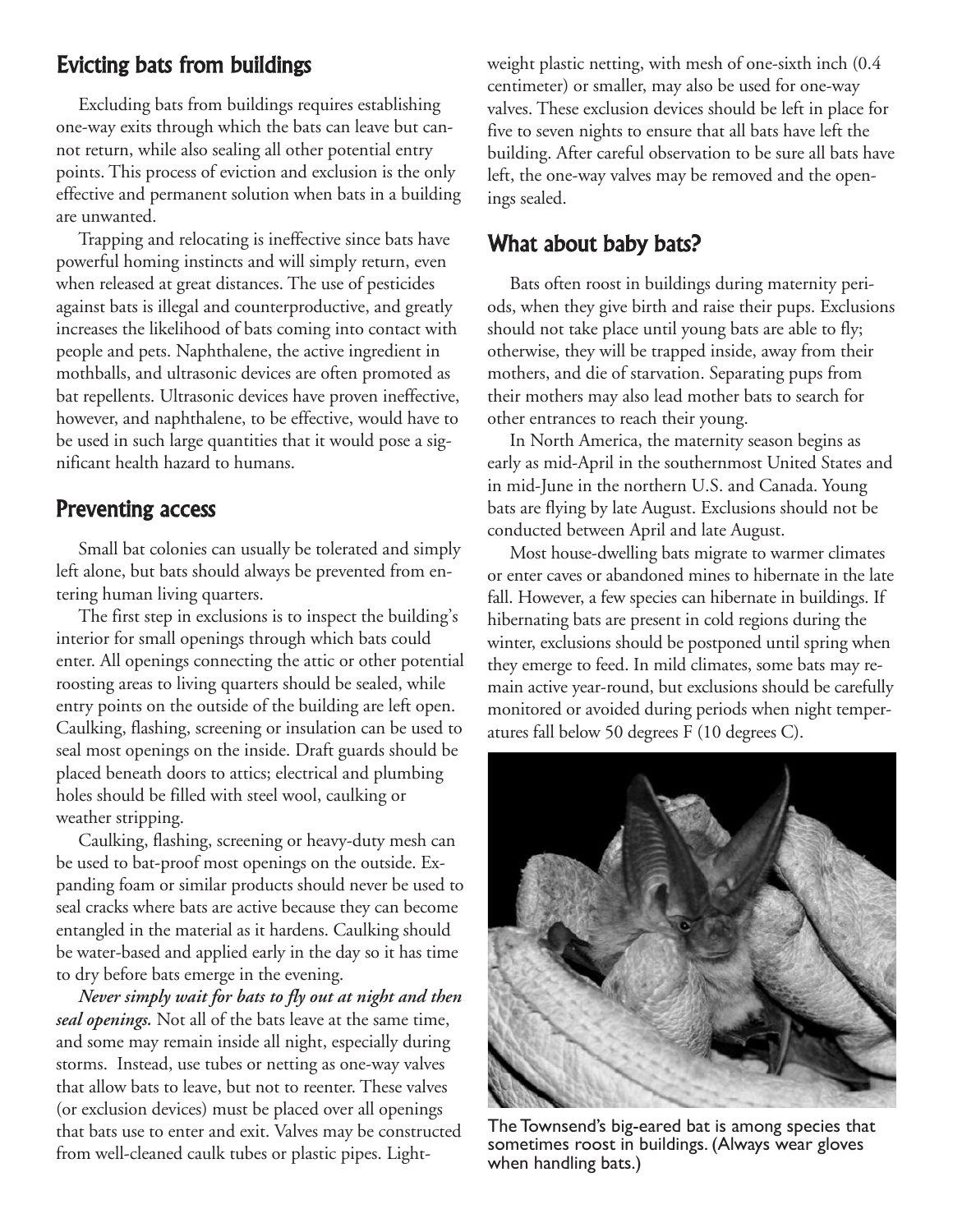## Evicting bats from buildings

Excluding bats from buildings requires establishing one-way exits through which the bats can leave but cannot return, while also sealing all other potential entry points. This process of eviction and exclusion is the only effective and permanent solution when bats in a building are unwanted.

Trapping and relocating is ineffective since bats have powerful homing instincts and will simply return, even when released at great distances. The use of pesticides against bats is illegal and counterproductive, and greatly increases the likelihood of bats coming into contact with people and pets. Naphthalene, the active ingredient in mothballs, and ultrasonic devices are often promoted as bat repellents. Ultrasonic devices have proven ineffective, however, and naphthalene, to be effective, would have to be used in such large quantities that it would pose a significant health hazard to humans.

## Preventing access

Small bat colonies can usually be tolerated and simply left alone, but bats should always be prevented from entering human living quarters.

The first step in exclusions is to inspect the building's interior for small openings through which bats could enter. All openings connecting the attic or other potential roosting areas to living quarters should be sealed, while entry points on the outside of the building are left open. Caulking, flashing, screening or insulation can be used to seal most openings on the inside. Draft guards should be placed beneath doors to attics; electrical and plumbing holes should be filled with steel wool, caulking or weather stripping.

Caulking, flashing, screening or heavy-duty mesh can be used to bat-proof most openings on the outside. Expanding foam or similar products should never be used to seal cracks where bats are active because they can become entangled in the material as it hardens. Caulking should be water-based and applied early in the day so it has time to dry before bats emerge in the evening.

***Never simply wait for bats to fly out at night and then seal openings.*** Not all of the bats leave at the same time, and some may remain inside all night, especially during storms. Instead, use tubes or netting as one-way valves that allow bats to leave, but not to reenter. These valves (or exclusion devices) must be placed over all openings that bats use to enter and exit. Valves may be constructed from well-cleaned caulk tubes or plastic pipes. Lightweight plastic netting, with mesh of one-sixth inch (0.4 centimeter) or smaller, may also be used for one-way valves. These exclusion devices should be left in place for five to seven nights to ensure that all bats have left the building. After careful observation to be sure all bats have left, the one-way valves may be removed and the openings sealed.

## What about baby bats?

Bats often roost in buildings during maternity periods, when they give birth and raise their pups. Exclusions should not take place until young bats are able to fly; otherwise, they will be trapped inside, away from their mothers, and die of starvation. Separating pups from their mothers may also lead mother bats to search for other entrances to reach their young.

In North America, the maternity season begins as early as mid-April in the southernmost United States and in mid-June in the northern U.S. and Canada. Young bats are flying by late August. Exclusions should not be conducted between April and late August.

Most house-dwelling bats migrate to warmer climates or enter caves or abandoned mines to hibernate in the late fall. However, a few species can hibernate in buildings. If hibernating bats are present in cold regions during the winter, exclusions should be postponed until spring when they emerge to feed. In mild climates, some bats may remain active year-round, but exclusions should be carefully monitored or avoided during periods when night temperatures fall below 50 degrees F (10 degrees C).

The Townsend's big-eared bat is among species that sometimes roost in buildings. (Always wear gloves when handling bats.)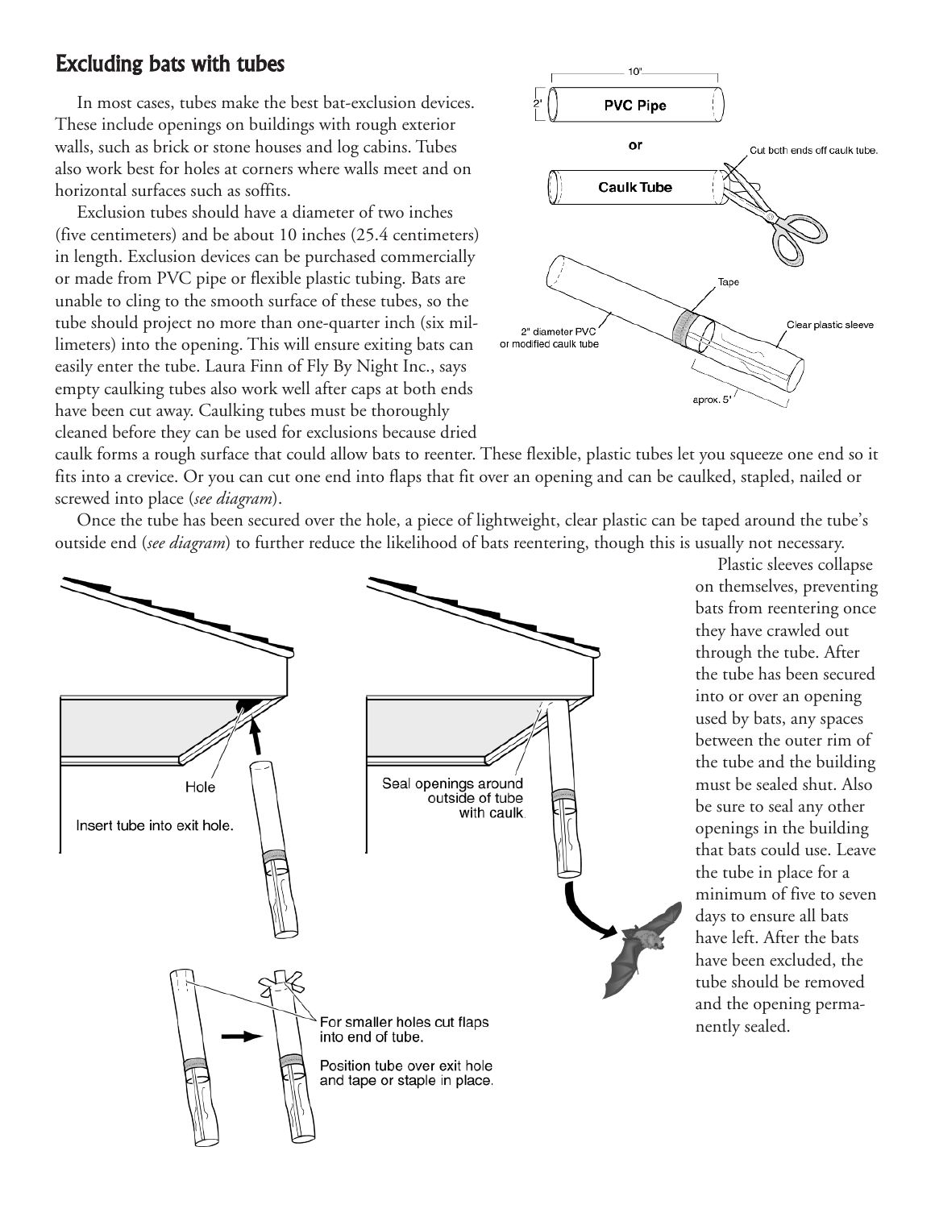## Excluding bats with tubes

In most cases, tubes make the best bat-exclusion devices. These include openings on buildings with rough exterior walls, such as brick or stone houses and log cabins. Tubes also work best for holes at corners where walls meet and on horizontal surfaces such as soffits.

Exclusion tubes should have a diameter of two inches (five centimeters) and be about 10 inches (25.4 centimeters) in length. Exclusion devices can be purchased commercially or made from PVC pipe or flexible plastic tubing. Bats are unable to cling to the smooth surface of these tubes, so the tube should project no more than one-quarter inch (six millimeters) into the opening. This will ensure exiting bats can easily enter the tube. Laura Finn of Fly By Night Inc., says empty caulking tubes also work well after caps at both ends have been cut away. Caulking tubes must be thoroughly cleaned before they can be used for exclusions because dried caulk forms a rough surface that could allow bats to reenter. These flexible, plastic tubes let you squeeze one end so it fits into a crevice. Or you can cut one end into flaps that fit over an opening and can be caulked, stapled, nailed or screwed into place (*see diagram*).

Once the tube has been secured over the hole, a piece of lightweight, clear plastic can be taped around the tube's outside end (*see diagram*) to further reduce the likelihood of bats reentering, though this is usually not necessary.

Plastic sleeves collapse on themselves, preventing bats from reentering once they have crawled out through the tube. After the tube has been secured into or over an opening used by bats, any spaces between the outer rim of the tube and the building must be sealed shut. Also be sure to seal any other openings in the building that bats could use. Leave the tube in place for a minimum of five to seven days to ensure all bats have left. After the bats have been excluded, the tube should be removed and the opening permanently sealed.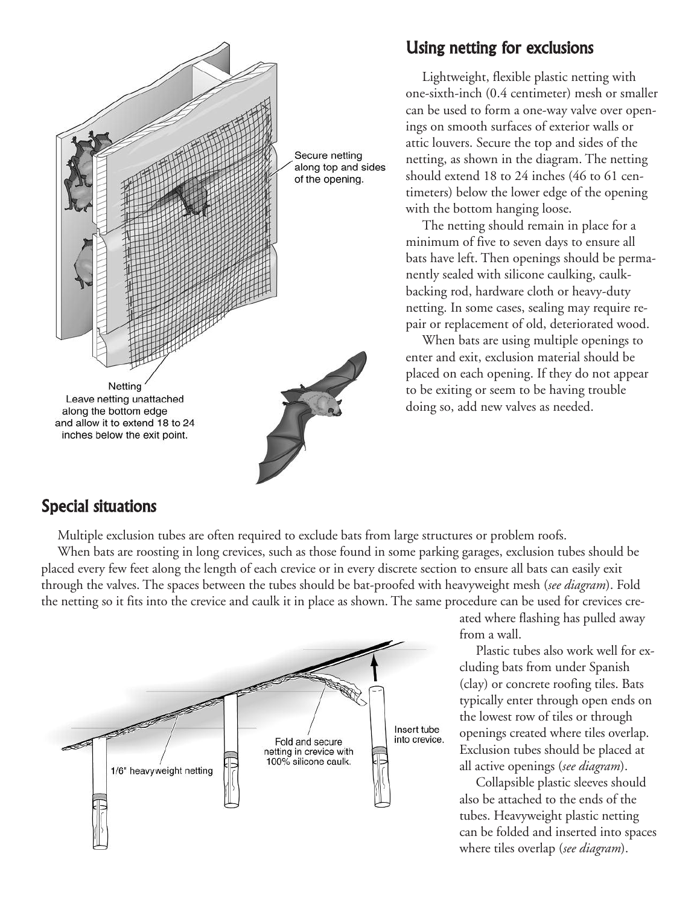## Using netting for exclusions

Lightweight, flexible plastic netting with one-sixth-inch (0.4 centimeter) mesh or smaller can be used to form a one-way valve over openings on smooth surfaces of exterior walls or attic louvers. Secure the top and sides of the netting, as shown in the diagram. The netting should extend 18 to 24 inches (46 to 61 centimeters) below the lower edge of the opening with the bottom hanging loose.

The netting should remain in place for a minimum of five to seven days to ensure all bats have left. Then openings should be permanently sealed with silicone caulking, caulk-backing rod, hardware cloth or heavy-duty netting. In some cases, sealing may require repair or replacement of old, deteriorated wood.

When bats are using multiple openings to enter and exit, exclusion material should be placed on each opening. If they do not appear to be exiting or seem to be having trouble doing so, add new valves as needed.

Secure netting along top and sides of the opening.

Netting
Leave netting unattached along the bottom edge and allow it to extend 18 to 24 inches below the exit point.

## Special situations

Multiple exclusion tubes are often required to exclude bats from large structures or problem roofs.

When bats are roosting in long crevices, such as those found in some parking garages, exclusion tubes should be placed every few feet along the length of each crevice or in every discrete section to ensure all bats can easily exit through the valves. The spaces between the tubes should be bat-proofed with heavyweight mesh (*see diagram*). Fold the netting so it fits into the crevice and caulk it in place as shown. The same procedure can be used for crevices created where flashing has pulled away from a wall.

Plastic tubes also work well for excluding bats from under Spanish (clay) or concrete roofing tiles. Bats typically enter through open ends on the lowest row of tiles or through openings created where tiles overlap. Exclusion tubes should be placed at all active openings (*see diagram*).

Collapsible plastic sleeves should also be attached to the ends of the tubes. Heavyweight plastic netting can be folded and inserted into spaces where tiles overlap (*see diagram*).

1/6" heavyweight netting

Fold and secure netting in crevice with 100% silicone caulk.

Insert tube into crevice.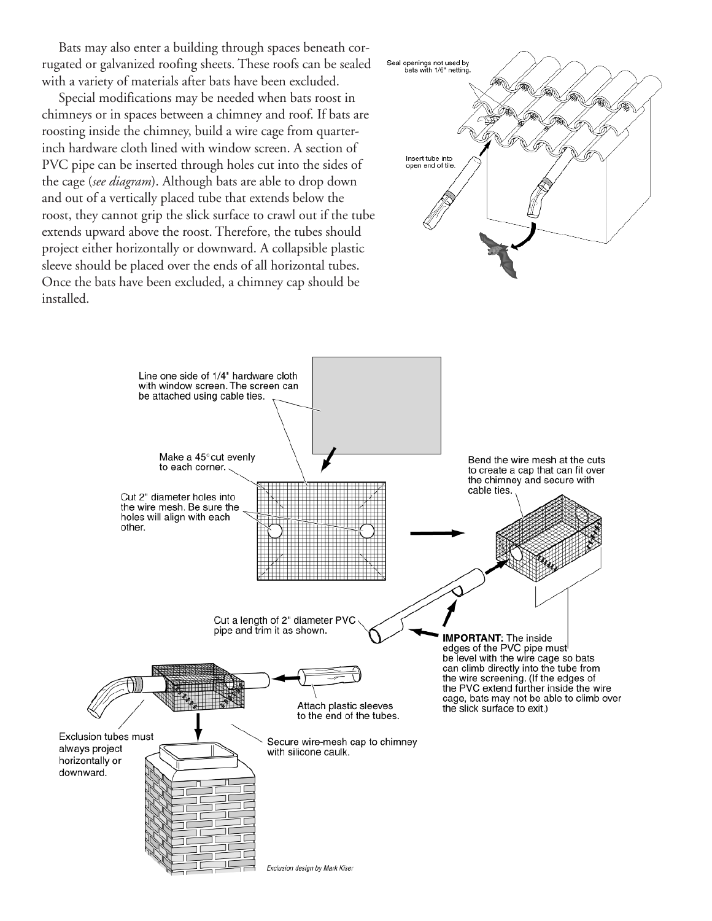Bats may also enter a building through spaces beneath corrugated or galvanized roofing sheets. These roofs can be sealed with a variety of materials after bats have been excluded.

Special modifications may be needed when bats roost in chimneys or in spaces between a chimney and roof. If bats are roosting inside the chimney, build a wire cage from quarter-inch hardware cloth lined with window screen. A section of PVC pipe can be inserted through holes cut into the sides of the cage (*see diagram*). Although bats are able to drop down and out of a vertically placed tube that extends below the roost, they cannot grip the slick surface to crawl out if the tube extends upward above the roost. Therefore, the tubes should project either horizontally or downward. A collapsible plastic sleeve should be placed over the ends of all horizontal tubes. Once the bats have been excluded, a chimney cap should be installed.

Seal openings not used by bats with 1/6" netting.

Insert tube into open end of tile.

Line one side of 1/4" hardware cloth with window screen. The screen can be attached using cable ties.

Make a 45° cut evenly to each corner.

Cut 2" diameter holes into the wire mesh. Be sure the holes will align with each other.

Bend the wire mesh at the cuts to create a cap that can fit over the chimney and secure with cable ties.

Cut a length of 2" diameter PVC pipe and trim it as shown.

**IMPORTANT:** The inside edges of the PVC pipe must be level with the wire cage so bats can climb directly into the tube from the wire screening. (If the edges of the PVC extend further inside the wire cage, bats may not be able to climb over the slick surface to exit.)

Attach plastic sleeves to the end of the tubes.

Exclusion tubes must always project horizontally or downward.

Secure wire-mesh cap to chimney with silicone caulk.

*Exclusion design by Mark Kiser*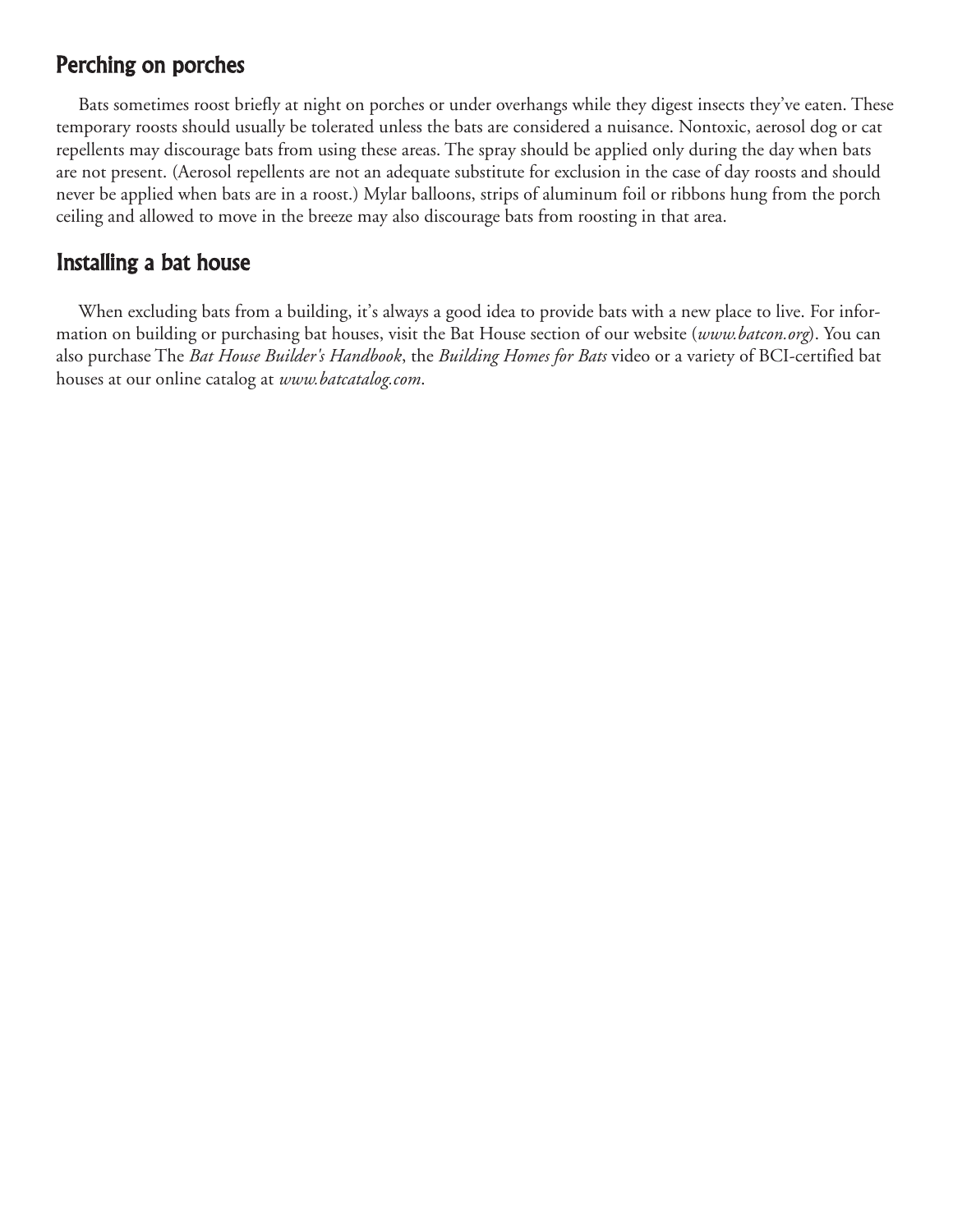## Perching on porches

Bats sometimes roost briefly at night on porches or under overhangs while they digest insects they've eaten. These temporary roosts should usually be tolerated unless the bats are considered a nuisance. Nontoxic, aerosol dog or cat repellents may discourage bats from using these areas. The spray should be applied only during the day when bats are not present. (Aerosol repellents are not an adequate substitute for exclusion in the case of day roosts and should never be applied when bats are in a roost.) Mylar balloons, strips of aluminum foil or ribbons hung from the porch ceiling and allowed to move in the breeze may also discourage bats from roosting in that area.

## Installing a bat house

When excluding bats from a building, it's always a good idea to provide bats with a new place to live. For information on building or purchasing bat houses, visit the Bat House section of our website (*www.batcon.org*). You can also purchase The *Bat House Builder's Handbook*, the *Building Homes for Bats* video or a variety of BCI-certified bat houses at our online catalog at *www.batcatalog.com*.